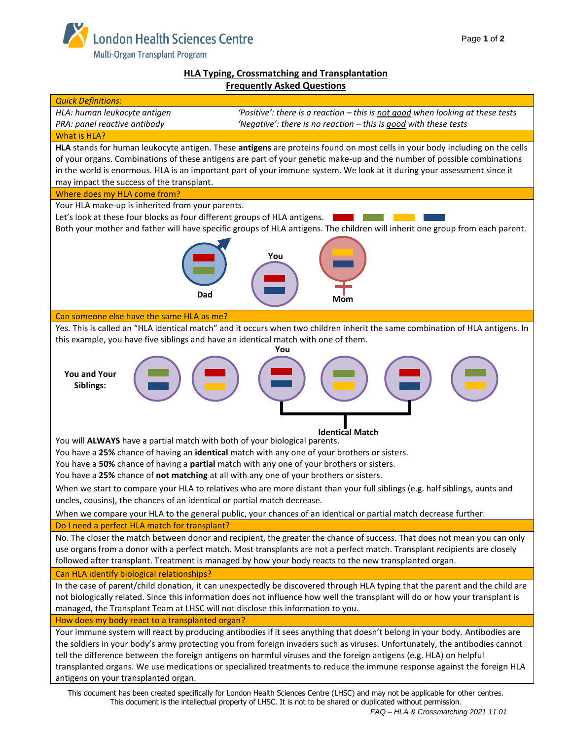London Health Sciences Centre
Multi-Organ Transplant Program

# HLA Typing, Crossmatching and Transplantation
## Frequently Asked Questions

**Quick Definitions:**

| | |
|---|---|
| *HLA: human leukocyte antigen* | *'Positive': there is a reaction – this is not good when looking at these tests* |
| *PRA: panel reactive antibody* | *'Negative': there is no reaction – this is good with these tests* |

### What is HLA?

**HLA** stands for human leukocyte antigen. These **antigens** are proteins found on most cells in your body including on the cells of your organs. Combinations of these antigens are part of your genetic make-up and the number of possible combinations in the world is enormous. HLA is an important part of your immune system. We look at it during your assessment since it may impact the success of the transplant.

### Where does my HLA come from?

Your HLA make-up is inherited from your parents.

Let's look at these four blocks as four different groups of HLA antigens.

Both your mother and father will have specific groups of HLA antigens. The children will inherit one group from each parent.

Dad — You — Mom

### Can someone else have the same HLA as me?

Yes. This is called an "HLA identical match" and it occurs when two children inherit the same combination of HLA antigens. In this example, you have five siblings and have an identical match with one of them.

You and Your Siblings: — You — Identical Match

You will **ALWAYS** have a partial match with both of your biological parents.
You have a **25%** chance of having an **identical** match with any one of your brothers or sisters.
You have a **50%** chance of having a **partial** match with any one of your brothers or sisters.
You have a **25%** chance of **not matching** at all with any one of your brothers or sisters.

When we start to compare your HLA to relatives who are more distant than your full siblings (e.g. half siblings, aunts and uncles, cousins), the chances of an identical or partial match decrease.

When we compare your HLA to the general public, your chances of an identical or partial match decrease further.

### Do I need a perfect HLA match for transplant?

No. The closer the match between donor and recipient, the greater the chance of success. That does not mean you can only use organs from a donor with a perfect match. Most transplants are not a perfect match. Transplant recipients are closely followed after transplant. Treatment is managed by how your body reacts to the new transplanted organ.

### Can HLA identify biological relationships?

In the case of parent/child donation, it can unexpectedly be discovered through HLA typing that the parent and the child are not biologically related. Since this information does not influence how well the transplant will do or how your transplant is managed, the Transplant Team at LHSC will not disclose this information to you.

### How does my body react to a transplanted organ?

Your immune system will react by producing antibodies if it sees anything that doesn't belong in your body. Antibodies are the soldiers in your body's army protecting you from foreign invaders such as viruses. Unfortunately, the antibodies cannot tell the difference between the foreign antigens on harmful viruses and the foreign antigens (e.g. HLA) on helpful transplanted organs. We use medications or specialized treatments to reduce the immune response against the foreign HLA antigens on your transplanted organ.

This document has been created specifically for London Health Sciences Centre (LHSC) and may not be applicable for other centres.
This document is the intellectual property of LHSC. It is not to be shared or duplicated without permission.

*FAQ – HLA & Crossmatching 2021 11 01*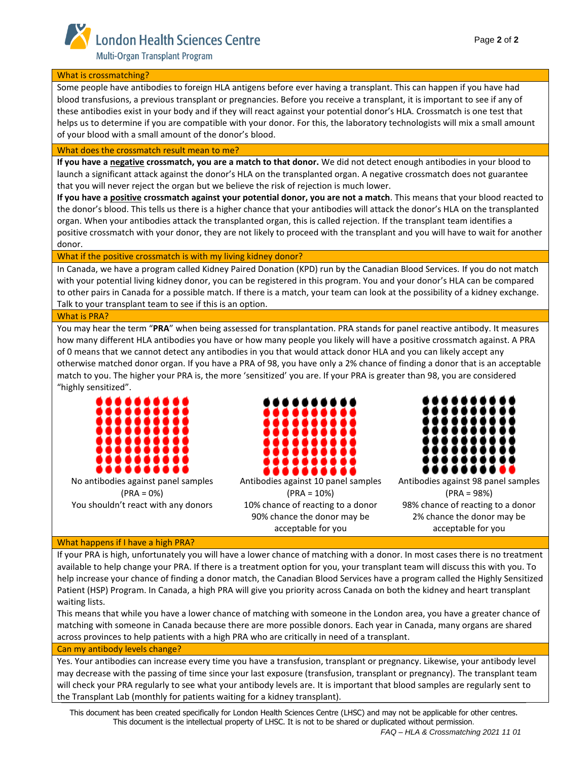## What is crossmatching?

Some people have antibodies to foreign HLA antigens before ever having a transplant. This can happen if you have had blood transfusions, a previous transplant or pregnancies. Before you receive a transplant, it is important to see if any of these antibodies exist in your body and if they will react against your potential donor's HLA. Crossmatch is one test that helps us to determine if you are compatible with your donor. For this, the laboratory technologists will mix a small amount of your blood with a small amount of the donor's blood.

## What does the crossmatch result mean to me?

**If you have a <u>negative</u> crossmatch, you are a match to that donor.** We did not detect enough antibodies in your blood to launch a significant attack against the donor's HLA on the transplanted organ. A negative crossmatch does not guarantee that you will never reject the organ but we believe the risk of rejection is much lower.

**If you have a <u>positive</u> crossmatch against your potential donor, you are not a match**. This means that your blood reacted to the donor's blood. This tells us there is a higher chance that your antibodies will attack the donor's HLA on the transplanted organ. When your antibodies attack the transplanted organ, this is called rejection. If the transplant team identifies a positive crossmatch with your donor, they are not likely to proceed with the transplant and you will have to wait for another donor.

## What if the positive crossmatch is with my living kidney donor?

In Canada, we have a program called Kidney Paired Donation (KPD) run by the Canadian Blood Services. If you do not match with your potential living kidney donor, you can be registered in this program. You and your donor's HLA can be compared to other pairs in Canada for a possible match. If there is a match, your team can look at the possibility of a kidney exchange. Talk to your transplant team to see if this is an option.

## What is PRA?

You may hear the term "**PRA**" when being assessed for transplantation. PRA stands for panel reactive antibody. It measures how many different HLA antibodies you have or how many people you likely will have a positive crossmatch against. A PRA of 0 means that we cannot detect any antibodies in you that would attack donor HLA and you can likely accept any otherwise matched donor organ. If you have a PRA of 98, you have only a 2% chance of finding a donor that is an acceptable match to you. The higher your PRA is, the more 'sensitized' you are. If your PRA is greater than 98, you are considered "highly sensitized".

No antibodies against panel samples
(PRA = 0%)
You shouldn't react with any donors

Antibodies against 10 panel samples
(PRA = 10%)
10% chance of reacting to a donor
90% chance the donor may be acceptable for you

Antibodies against 98 panel samples
(PRA = 98%)
98% chance of reacting to a donor
2% chance the donor may be acceptable for you

## What happens if I have a high PRA?

If your PRA is high, unfortunately you will have a lower chance of matching with a donor. In most cases there is no treatment available to help change your PRA. If there is a treatment option for you, your transplant team will discuss this with you. To help increase your chance of finding a donor match, the Canadian Blood Services have a program called the Highly Sensitized Patient (HSP) Program. In Canada, a high PRA will give you priority across Canada on both the kidney and heart transplant waiting lists.

This means that while you have a lower chance of matching with someone in the London area, you have a greater chance of matching with someone in Canada because there are more possible donors. Each year in Canada, many organs are shared across provinces to help patients with a high PRA who are critically in need of a transplant.

## Can my antibody levels change?

Yes. Your antibodies can increase every time you have a transfusion, transplant or pregnancy. Likewise, your antibody level may decrease with the passing of time since your last exposure (transfusion, transplant or pregnancy). The transplant team will check your PRA regularly to see what your antibody levels are. It is important that blood samples are regularly sent to the Transplant Lab (monthly for patients waiting for a kidney transplant).

This document has been created specifically for London Health Sciences Centre (LHSC) and may not be applicable for other centres. This document is the intellectual property of LHSC. It is not to be shared or duplicated without permission.

*FAQ – HLA & Crossmatching 2021 11 01*